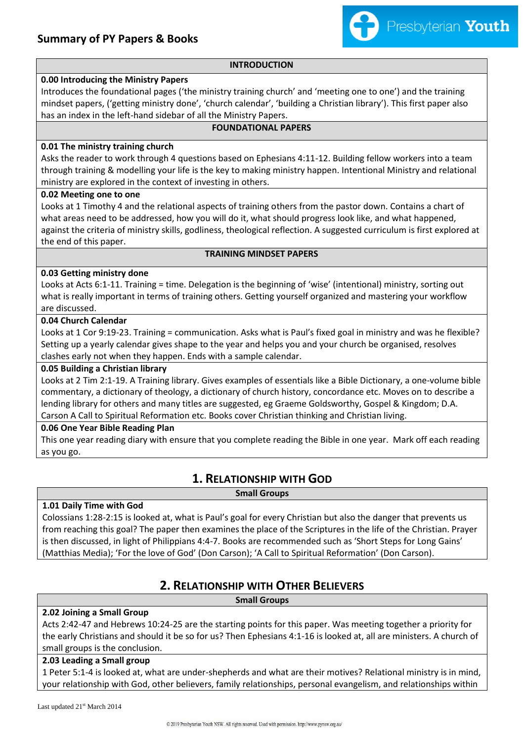# Summary of PY Papers & Books

Presbyterian Youth

## INTRODUCTION

**0.00 Introducing the Ministry Papers**
Introduces the foundational pages ('the ministry training church' and 'meeting one to one') and the training mindset papers, ('getting ministry done', 'church calendar', 'building a Christian library'). This first paper also has an index in the left-hand sidebar of all the Ministry Papers.

## FOUNDATIONAL PAPERS

**0.01 The ministry training church**
Asks the reader to work through 4 questions based on Ephesians 4:11-12. Building fellow workers into a team through training & modelling your life is the key to making ministry happen. Intentional Ministry and relational ministry are explored in the context of investing in others.

**0.02 Meeting one to one**
Looks at 1 Timothy 4 and the relational aspects of training others from the pastor down. Contains a chart of what areas need to be addressed, how you will do it, what should progress look like, and what happened, against the criteria of ministry skills, godliness, theological reflection. A suggested curriculum is first explored at the end of this paper.

## TRAINING MINDSET PAPERS

**0.03 Getting ministry done**
Looks at Acts 6:1-11. Training = time. Delegation is the beginning of 'wise' (intentional) ministry, sorting out what is really important in terms of training others. Getting yourself organized and mastering your workflow are discussed.

**0.04 Church Calendar**
Looks at 1 Cor 9:19-23. Training = communication. Asks what is Paul's fixed goal in ministry and was he flexible? Setting up a yearly calendar gives shape to the year and helps you and your church be organised, resolves clashes early not when they happen. Ends with a sample calendar.

**0.05 Building a Christian library**
Looks at 2 Tim 2:1-19. A Training library. Gives examples of essentials like a Bible Dictionary, a one-volume bible commentary, a dictionary of theology, a dictionary of church history, concordance etc. Moves on to describe a lending library for others and many titles are suggested, eg Graeme Goldsworthy, Gospel & Kingdom; D.A. Carson A Call to Spiritual Reformation etc. Books cover Christian thinking and Christian living.

**0.06 One Year Bible Reading Plan**
This one year reading diary with ensure that you complete reading the Bible in one year. Mark off each reading as you go.

## 1. Relationship with God

### Small Groups

**1.01 Daily Time with God**
Colossians 1:28-2:15 is looked at, what is Paul's goal for every Christian but also the danger that prevents us from reaching this goal? The paper then examines the place of the Scriptures in the life of the Christian. Prayer is then discussed, in light of Philippians 4:4-7. Books are recommended such as 'Short Steps for Long Gains' (Matthias Media); 'For the love of God' (Don Carson); 'A Call to Spiritual Reformation' (Don Carson).

## 2. Relationship with Other Believers

### Small Groups

**2.02 Joining a Small Group**
Acts 2:42-47 and Hebrews 10:24-25 are the starting points for this paper. Was meeting together a priority for the early Christians and should it be so for us? Then Ephesians 4:1-16 is looked at, all are ministers. A church of small groups is the conclusion.

**2.03 Leading a Small group**
1 Peter 5:1-4 is looked at, what are under-shepherds and what are their motives? Relational ministry is in mind, your relationship with God, other believers, family relationships, personal evangelism, and relationships within

Last updated 21st March 2014

© 2019 Presbyterian Youth NSW. All rights reserved. Used with permission. http://www.pynsw.org.au/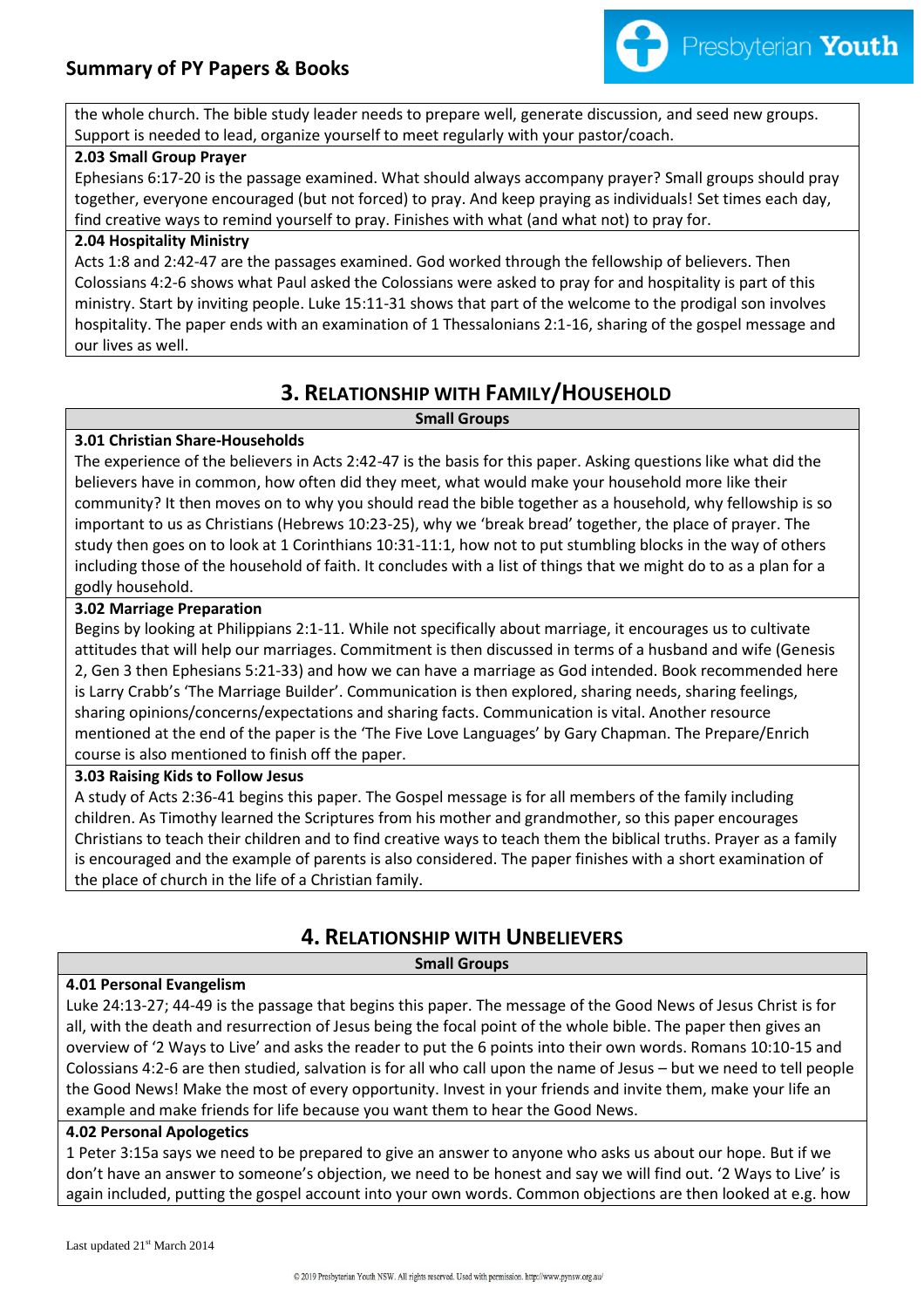the whole church. The bible study leader needs to prepare well, generate discussion, and seed new groups. Support is needed to lead, organize yourself to meet regularly with your pastor/coach.

**2.03 Small Group Prayer**

Ephesians 6:17-20 is the passage examined. What should always accompany prayer? Small groups should pray together, everyone encouraged (but not forced) to pray. And keep praying as individuals! Set times each day, find creative ways to remind yourself to pray. Finishes with what (and what not) to pray for.

**2.04 Hospitality Ministry**

Acts 1:8 and 2:42-47 are the passages examined. God worked through the fellowship of believers. Then Colossians 4:2-6 shows what Paul asked the Colossians were asked to pray for and hospitality is part of this ministry. Start by inviting people. Luke 15:11-31 shows that part of the welcome to the prodigal son involves hospitality. The paper ends with an examination of 1 Thessalonians 2:1-16, sharing of the gospel message and our lives as well.

## 3. Relationship with Family/Household

**Small Groups**

**3.01 Christian Share-Households**

The experience of the believers in Acts 2:42-47 is the basis for this paper. Asking questions like what did the believers have in common, how often did they meet, what would make your household more like their community? It then moves on to why you should read the bible together as a household, why fellowship is so important to us as Christians (Hebrews 10:23-25), why we 'break bread' together, the place of prayer. The study then goes on to look at 1 Corinthians 10:31-11:1, how not to put stumbling blocks in the way of others including those of the household of faith. It concludes with a list of things that we might do to as a plan for a godly household.

**3.02 Marriage Preparation**

Begins by looking at Philippians 2:1-11. While not specifically about marriage, it encourages us to cultivate attitudes that will help our marriages. Commitment is then discussed in terms of a husband and wife (Genesis 2, Gen 3 then Ephesians 5:21-33) and how we can have a marriage as God intended. Book recommended here is Larry Crabb's 'The Marriage Builder'. Communication is then explored, sharing needs, sharing feelings, sharing opinions/concerns/expectations and sharing facts. Communication is vital. Another resource mentioned at the end of the paper is the 'The Five Love Languages' by Gary Chapman. The Prepare/Enrich course is also mentioned to finish off the paper.

**3.03 Raising Kids to Follow Jesus**

A study of Acts 2:36-41 begins this paper. The Gospel message is for all members of the family including children. As Timothy learned the Scriptures from his mother and grandmother, so this paper encourages Christians to teach their children and to find creative ways to teach them the biblical truths. Prayer as a family is encouraged and the example of parents is also considered. The paper finishes with a short examination of the place of church in the life of a Christian family.

## 4. Relationship with Unbelievers

**Small Groups**

**4.01 Personal Evangelism**

Luke 24:13-27; 44-49 is the passage that begins this paper. The message of the Good News of Jesus Christ is for all, with the death and resurrection of Jesus being the focal point of the whole bible. The paper then gives an overview of '2 Ways to Live' and asks the reader to put the 6 points into their own words. Romans 10:10-15 and Colossians 4:2-6 are then studied, salvation is for all who call upon the name of Jesus – but we need to tell people the Good News! Make the most of every opportunity. Invest in your friends and invite them, make your life an example and make friends for life because you want them to hear the Good News.

**4.02 Personal Apologetics**

1 Peter 3:15a says we need to be prepared to give an answer to anyone who asks us about our hope. But if we don't have an answer to someone's objection, we need to be honest and say we will find out. '2 Ways to Live' is again included, putting the gospel account into your own words. Common objections are then looked at e.g. how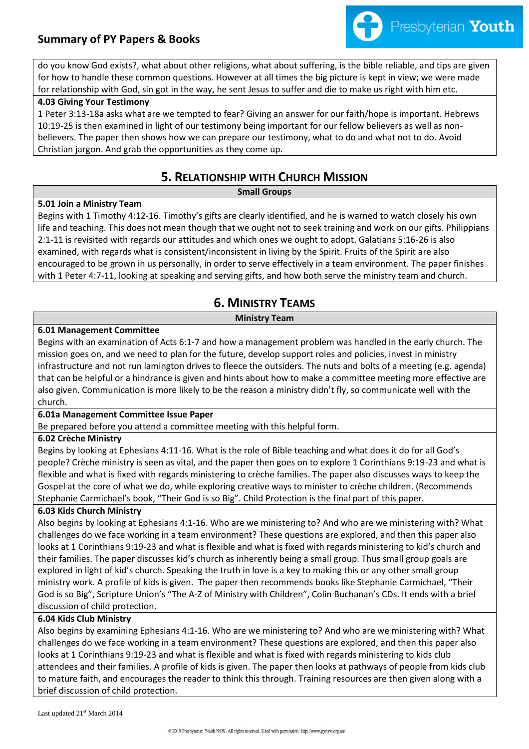do you know God exists?, what about other religions, what about suffering, is the bible reliable, and tips are given for how to handle these common questions. However at all times the big picture is kept in view; we were made for relationship with God, sin got in the way, he sent Jesus to suffer and die to make us right with him etc.

**4.03 Giving Your Testimony**

1 Peter 3:13-18a asks what are we tempted to fear? Giving an answer for our faith/hope is important. Hebrews 10:19-25 is then examined in light of our testimony being important for our fellow believers as well as non-believers. The paper then shows how we can prepare our testimony, what to do and what not to do. Avoid Christian jargon. And grab the opportunities as they come up.

## 5. Relationship with Church Mission

**Small Groups**

**5.01 Join a Ministry Team**

Begins with 1 Timothy 4:12-16. Timothy's gifts are clearly identified, and he is warned to watch closely his own life and teaching. This does not mean though that we ought not to seek training and work on our gifts. Philippians 2:1-11 is revisited with regards our attitudes and which ones we ought to adopt. Galatians 5:16-26 is also examined, with regards what is consistent/inconsistent in living by the Spirit. Fruits of the Spirit are also encouraged to be grown in us personally, in order to serve effectively in a team environment. The paper finishes with 1 Peter 4:7-11, looking at speaking and serving gifts, and how both serve the ministry team and church.

## 6. Ministry Teams

**Ministry Team**

**6.01 Management Committee**

Begins with an examination of Acts 6:1-7 and how a management problem was handled in the early church. The mission goes on, and we need to plan for the future, develop support roles and policies, invest in ministry infrastructure and not run lamington drives to fleece the outsiders. The nuts and bolts of a meeting (e.g. agenda) that can be helpful or a hindrance is given and hints about how to make a committee meeting more effective are also given. Communication is more likely to be the reason a ministry didn't fly, so communicate well with the church.

**6.01a Management Committee Issue Paper**

Be prepared before you attend a committee meeting with this helpful form.

**6.02 Crèche Ministry**

Begins by looking at Ephesians 4:11-16. What is the role of Bible teaching and what does it do for all God's people? Crèche ministry is seen as vital, and the paper then goes on to explore 1 Corinthians 9:19-23 and what is flexible and what is fixed with regards ministering to crèche families. The paper also discusses ways to keep the Gospel at the core of what we do, while exploring creative ways to minister to crèche children. (Recommends Stephanie Carmichael's book, "Their God is so Big". Child Protection is the final part of this paper.

**6.03 Kids Church Ministry**

Also begins by looking at Ephesians 4:1-16. Who are we ministering to? And who are we ministering with? What challenges do we face working in a team environment? These questions are explored, and then this paper also looks at 1 Corinthians 9:19-23 and what is flexible and what is fixed with regards ministering to kid's church and their families. The paper discusses kid's church as inherently being a small group. Thus small group goals are explored in light of kid's church. Speaking the truth in love is a key to making this or any other small group ministry work. A profile of kids is given. The paper then recommends books like Stephanie Carmichael, "Their God is so Big", Scripture Union's "The A-Z of Ministry with Children", Colin Buchanan's CDs. It ends with a brief discussion of child protection.

**6.04 Kids Club Ministry**

Also begins by examining Ephesians 4:1-16. Who are we ministering to? And who are we ministering with? What challenges do we face working in a team environment? These questions are explored, and then this paper also looks at 1 Corinthians 9:19-23 and what is flexible and what is fixed with regards ministering to kids club attendees and their families. A profile of kids is given. The paper then looks at pathways of people from kids club to mature faith, and encourages the reader to think this through. Training resources are then given along with a brief discussion of child protection.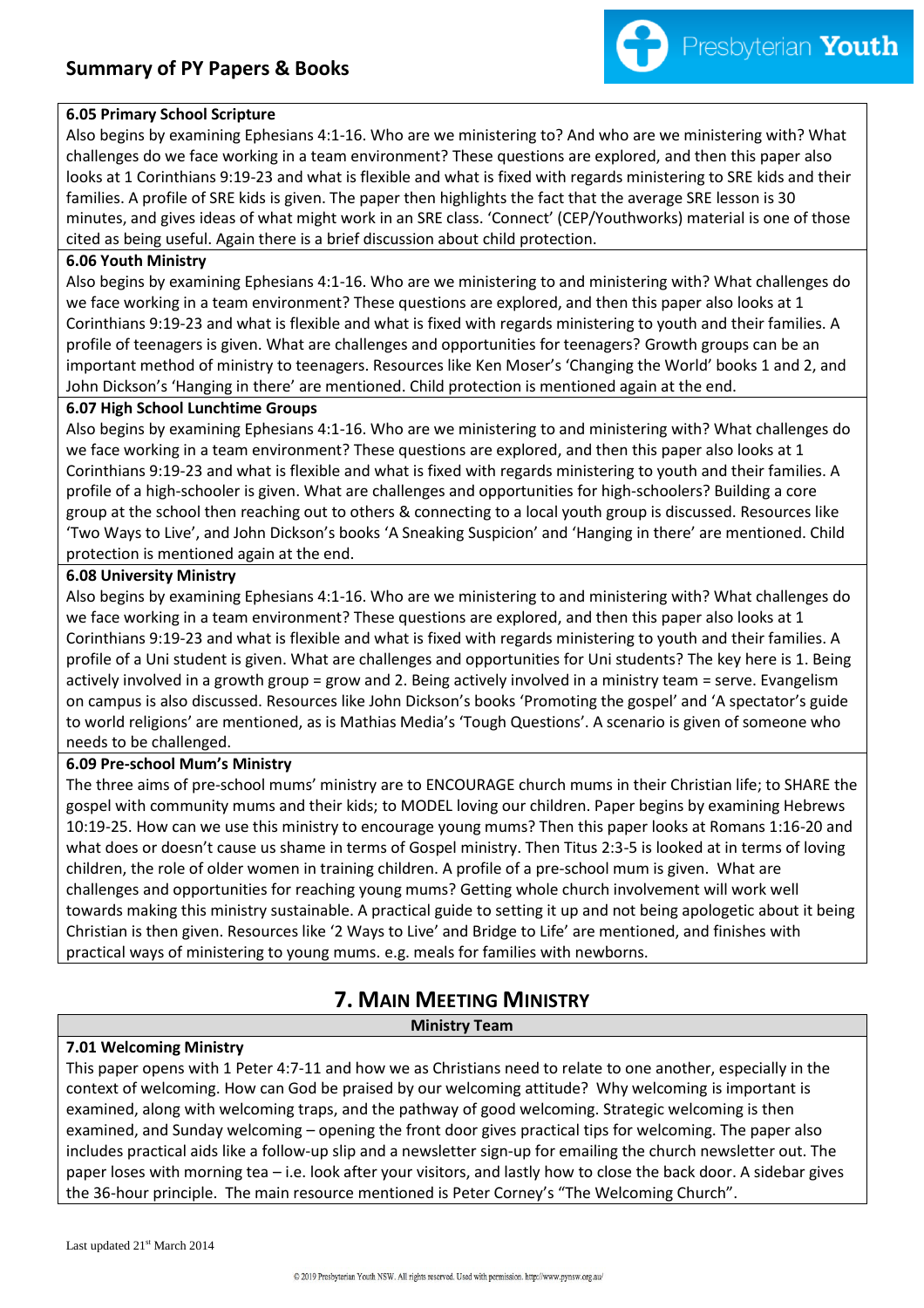**6.05 Primary School Scripture**

Also begins by examining Ephesians 4:1-16. Who are we ministering to? And who are we ministering with? What challenges do we face working in a team environment? These questions are explored, and then this paper also looks at 1 Corinthians 9:19-23 and what is flexible and what is fixed with regards ministering to SRE kids and their families. A profile of SRE kids is given. The paper then highlights the fact that the average SRE lesson is 30 minutes, and gives ideas of what might work in an SRE class. 'Connect' (CEP/Youthworks) material is one of those cited as being useful. Again there is a brief discussion about child protection.

**6.06 Youth Ministry**

Also begins by examining Ephesians 4:1-16. Who are we ministering to and ministering with? What challenges do we face working in a team environment? These questions are explored, and then this paper also looks at 1 Corinthians 9:19-23 and what is flexible and what is fixed with regards ministering to youth and their families. A profile of teenagers is given. What are challenges and opportunities for teenagers? Growth groups can be an important method of ministry to teenagers. Resources like Ken Moser's 'Changing the World' books 1 and 2, and John Dickson's 'Hanging in there' are mentioned. Child protection is mentioned again at the end.

**6.07 High School Lunchtime Groups**

Also begins by examining Ephesians 4:1-16. Who are we ministering to and ministering with? What challenges do we face working in a team environment? These questions are explored, and then this paper also looks at 1 Corinthians 9:19-23 and what is flexible and what is fixed with regards ministering to youth and their families. A profile of a high-schooler is given. What are challenges and opportunities for high-schoolers? Building a core group at the school then reaching out to others & connecting to a local youth group is discussed. Resources like 'Two Ways to Live', and John Dickson's books 'A Sneaking Suspicion' and 'Hanging in there' are mentioned. Child protection is mentioned again at the end.

**6.08 University Ministry**

Also begins by examining Ephesians 4:1-16. Who are we ministering to and ministering with? What challenges do we face working in a team environment? These questions are explored, and then this paper also looks at 1 Corinthians 9:19-23 and what is flexible and what is fixed with regards ministering to youth and their families. A profile of a Uni student is given. What are challenges and opportunities for Uni students? The key here is 1. Being actively involved in a growth group = grow and 2. Being actively involved in a ministry team = serve. Evangelism on campus is also discussed. Resources like John Dickson's books 'Promoting the gospel' and 'A spectator's guide to world religions' are mentioned, as is Mathias Media's 'Tough Questions'. A scenario is given of someone who needs to be challenged.

**6.09 Pre-school Mum's Ministry**

The three aims of pre-school mums' ministry are to ENCOURAGE church mums in their Christian life; to SHARE the gospel with community mums and their kids; to MODEL loving our children. Paper begins by examining Hebrews 10:19-25. How can we use this ministry to encourage young mums? Then this paper looks at Romans 1:16-20 and what does or doesn't cause us shame in terms of Gospel ministry. Then Titus 2:3-5 is looked at in terms of loving children, the role of older women in training children. A profile of a pre-school mum is given. What are challenges and opportunities for reaching young mums? Getting whole church involvement will work well towards making this ministry sustainable. A practical guide to setting it up and not being apologetic about it being Christian is then given. Resources like '2 Ways to Live' and Bridge to Life' are mentioned, and finishes with practical ways of ministering to young mums. e.g. meals for families with newborns.

## 7. Main Meeting Ministry

### Ministry Team

**7.01 Welcoming Ministry**

This paper opens with 1 Peter 4:7-11 and how we as Christians need to relate to one another, especially in the context of welcoming. How can God be praised by our welcoming attitude? Why welcoming is important is examined, along with welcoming traps, and the pathway of good welcoming. Strategic welcoming is then examined, and Sunday welcoming – opening the front door gives practical tips for welcoming. The paper also includes practical aids like a follow-up slip and a newsletter sign-up for emailing the church newsletter out. The paper loses with morning tea – i.e. look after your visitors, and lastly how to close the back door. A sidebar gives the 36-hour principle. The main resource mentioned is Peter Corney's "The Welcoming Church".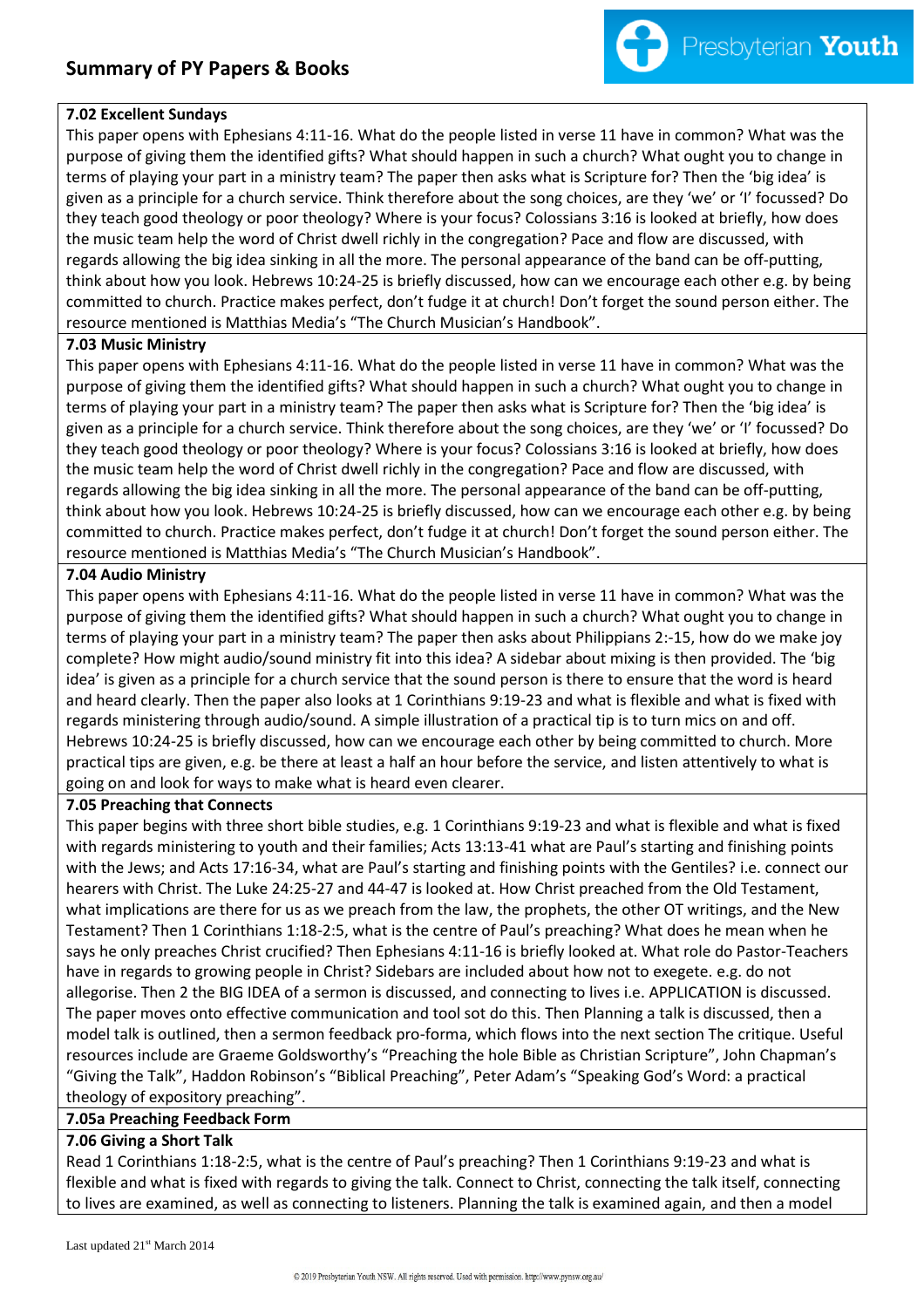## Summary of PY Papers & Books

| **7.02 Excellent Sundays** |
| --- |
| This paper opens with Ephesians 4:11-16. What do the people listed in verse 11 have in common? What was the purpose of giving them the identified gifts? What should happen in such a church? What ought you to change in terms of playing your part in a ministry team? The paper then asks what is Scripture for? Then the 'big idea' is given as a principle for a church service. Think therefore about the song choices, are they 'we' or 'I' focussed? Do they teach good theology or poor theology? Where is your focus? Colossians 3:16 is looked at briefly, how does the music team help the word of Christ dwell richly in the congregation? Pace and flow are discussed, with regards allowing the big idea sinking in all the more. The personal appearance of the band can be off-putting, think about how you look. Hebrews 10:24-25 is briefly discussed, how can we encourage each other e.g. by being committed to church. Practice makes perfect, don't fudge it at church! Don't forget the sound person either. The resource mentioned is Matthias Media's "The Church Musician's Handbook". |
| **7.03 Music Ministry** |
| This paper opens with Ephesians 4:11-16. What do the people listed in verse 11 have in common? What was the purpose of giving them the identified gifts? What should happen in such a church? What ought you to change in terms of playing your part in a ministry team? The paper then asks what is Scripture for? Then the 'big idea' is given as a principle for a church service. Think therefore about the song choices, are they 'we' or 'I' focussed? Do they teach good theology or poor theology? Where is your focus? Colossians 3:16 is looked at briefly, how does the music team help the word of Christ dwell richly in the congregation? Pace and flow are discussed, with regards allowing the big idea sinking in all the more. The personal appearance of the band can be off-putting, think about how you look. Hebrews 10:24-25 is briefly discussed, how can we encourage each other e.g. by being committed to church. Practice makes perfect, don't fudge it at church! Don't forget the sound person either. The resource mentioned is Matthias Media's "The Church Musician's Handbook". |
| **7.04 Audio Ministry** |
| This paper opens with Ephesians 4:11-16. What do the people listed in verse 11 have in common? What was the purpose of giving them the identified gifts? What should happen in such a church? What ought you to change in terms of playing your part in a ministry team? The paper then asks about Philippians 2:-15, how do we make joy complete? How might audio/sound ministry fit into this idea? A sidebar about mixing is then provided. The 'big idea' is given as a principle for a church service that the sound person is there to ensure that the word is heard and heard clearly. Then the paper also looks at 1 Corinthians 9:19-23 and what is flexible and what is fixed with regards ministering through audio/sound. A simple illustration of a practical tip is to turn mics on and off. Hebrews 10:24-25 is briefly discussed, how can we encourage each other by being committed to church. More practical tips are given, e.g. be there at least a half an hour before the service, and listen attentively to what is going on and look for ways to make what is heard even clearer. |
| **7.05 Preaching that Connects** |
| This paper begins with three short bible studies, e.g. 1 Corinthians 9:19-23 and what is flexible and what is fixed with regards ministering to youth and their families; Acts 13:13-41 what are Paul's starting and finishing points with the Jews; and Acts 17:16-34, what are Paul's starting and finishing points with the Gentiles? i.e. connect our hearers with Christ. The Luke 24:25-27 and 44-47 is looked at. How Christ preached from the Old Testament, what implications are there for us as we preach from the law, the prophets, the other OT writings, and the New Testament? Then 1 Corinthians 1:18-2:5, what is the centre of Paul's preaching? What does he mean when he says he only preaches Christ crucified? Then Ephesians 4:11-16 is briefly looked at. What role do Pastor-Teachers have in regards to growing people in Christ? Sidebars are included about how not to exegete. e.g. do not allegorise. Then 2 the BIG IDEA of a sermon is discussed, and connecting to lives i.e. APPLICATION is discussed. The paper moves onto effective communication and tool sot do this. Then Planning a talk is discussed, then a model talk is outlined, then a sermon feedback pro-forma, which flows into the next section The critique. Useful resources include are Graeme Goldsworthy's "Preaching the hole Bible as Christian Scripture", John Chapman's "Giving the Talk", Haddon Robinson's "Biblical Preaching", Peter Adam's "Speaking God's Word: a practical theology of expository preaching". |
| **7.05a Preaching Feedback Form** |
| **7.06 Giving a Short Talk** |
| Read 1 Corinthians 1:18-2:5, what is the centre of Paul's preaching? Then 1 Corinthians 9:19-23 and what is flexible and what is fixed with regards to giving the talk. Connect to Christ, connecting the talk itself, connecting to lives are examined, as well as connecting to listeners. Planning the talk is examined again, and then a model |

Last updated 21st March 2014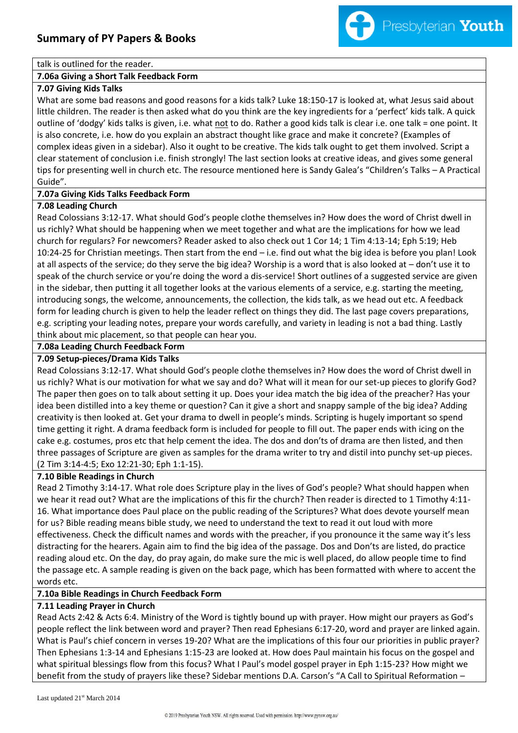talk is outlined for the reader.

**7.06a Giving a Short Talk Feedback Form**

**7.07 Giving Kids Talks**

What are some bad reasons and good reasons for a kids talk? Luke 18:150-17 is looked at, what Jesus said about little children. The reader is then asked what do you think are the key ingredients for a 'perfect' kids talk. A quick outline of 'dodgy' kids talks is given, i.e. what not to do. Rather a good kids talk is clear i.e. one talk = one point. It is also concrete, i.e. how do you explain an abstract thought like grace and make it concrete? (Examples of complex ideas given in a sidebar). Also it ought to be creative. The kids talk ought to get them involved. Script a clear statement of conclusion i.e. finish strongly! The last section looks at creative ideas, and gives some general tips for presenting well in church etc. The resource mentioned here is Sandy Galea's "Children's Talks – A Practical Guide".

**7.07a Giving Kids Talks Feedback Form**

**7.08 Leading Church**

Read Colossians 3:12-17. What should God's people clothe themselves in? How does the word of Christ dwell in us richly? What should be happening when we meet together and what are the implications for how we lead church for regulars? For newcomers? Reader asked to also check out 1 Cor 14; 1 Tim 4:13-14; Eph 5:19; Heb 10:24-25 for Christian meetings. Then start from the end – i.e. find out what the big idea is before you plan! Look at all aspects of the service; do they serve the big idea? Worship is a word that is also looked at – don't use it to speak of the church service or you're doing the word a dis-service! Short outlines of a suggested service are given in the sidebar, then putting it all together looks at the various elements of a service, e.g. starting the meeting, introducing songs, the welcome, announcements, the collection, the kids talk, as we head out etc. A feedback form for leading church is given to help the leader reflect on things they did. The last page covers preparations, e.g. scripting your leading notes, prepare your words carefully, and variety in leading is not a bad thing. Lastly think about mic placement, so that people can hear you.

**7.08a Leading Church Feedback Form**

**7.09 Setup-pieces/Drama Kids Talks**

Read Colossians 3:12-17. What should God's people clothe themselves in? How does the word of Christ dwell in us richly? What is our motivation for what we say and do? What will it mean for our set-up pieces to glorify God? The paper then goes on to talk about setting it up. Does your idea match the big idea of the preacher? Has your idea been distilled into a key theme or question? Can it give a short and snappy sample of the big idea? Adding creativity is then looked at. Get your drama to dwell in people's minds. Scripting is hugely important so spend time getting it right. A drama feedback form is included for people to fill out. The paper ends with icing on the cake e.g. costumes, pros etc that help cement the idea. The dos and don'ts of drama are then listed, and then three passages of Scripture are given as samples for the drama writer to try and distil into punchy set-up pieces. (2 Tim 3:14-4:5; Exo 12:21-30; Eph 1:1-15).

**7.10 Bible Readings in Church**

Read 2 Timothy 3:14-17. What role does Scripture play in the lives of God's people? What should happen when we hear it read out? What are the implications of this fir the church? Then reader is directed to 1 Timothy 4:11-16. What importance does Paul place on the public reading of the Scriptures? What does devote yourself mean for us? Bible reading means bible study, we need to understand the text to read it out loud with more effectiveness. Check the difficult names and words with the preacher, if you pronounce it the same way it's less distracting for the hearers. Again aim to find the big idea of the passage. Dos and Don'ts are listed, do practice reading aloud etc. On the day, do pray again, do make sure the mic is well placed, do allow people time to find the passage etc. A sample reading is given on the back page, which has been formatted with where to accent the words etc.

**7.10a Bible Readings in Church Feedback Form**

**7.11 Leading Prayer in Church**

Read Acts 2:42 & Acts 6:4. Ministry of the Word is tightly bound up with prayer. How might our prayers as God's people reflect the link between word and prayer? Then read Ephesians 6:17-20, word and prayer are linked again. What is Paul's chief concern in verses 19-20? What are the implications of this four our priorities in public prayer? Then Ephesians 1:3-14 and Ephesians 1:15-23 are looked at. How does Paul maintain his focus on the gospel and what spiritual blessings flow from this focus? What I Paul's model gospel prayer in Eph 1:15-23? How might we benefit from the study of prayers like these? Sidebar mentions D.A. Carson's "A Call to Spiritual Reformation –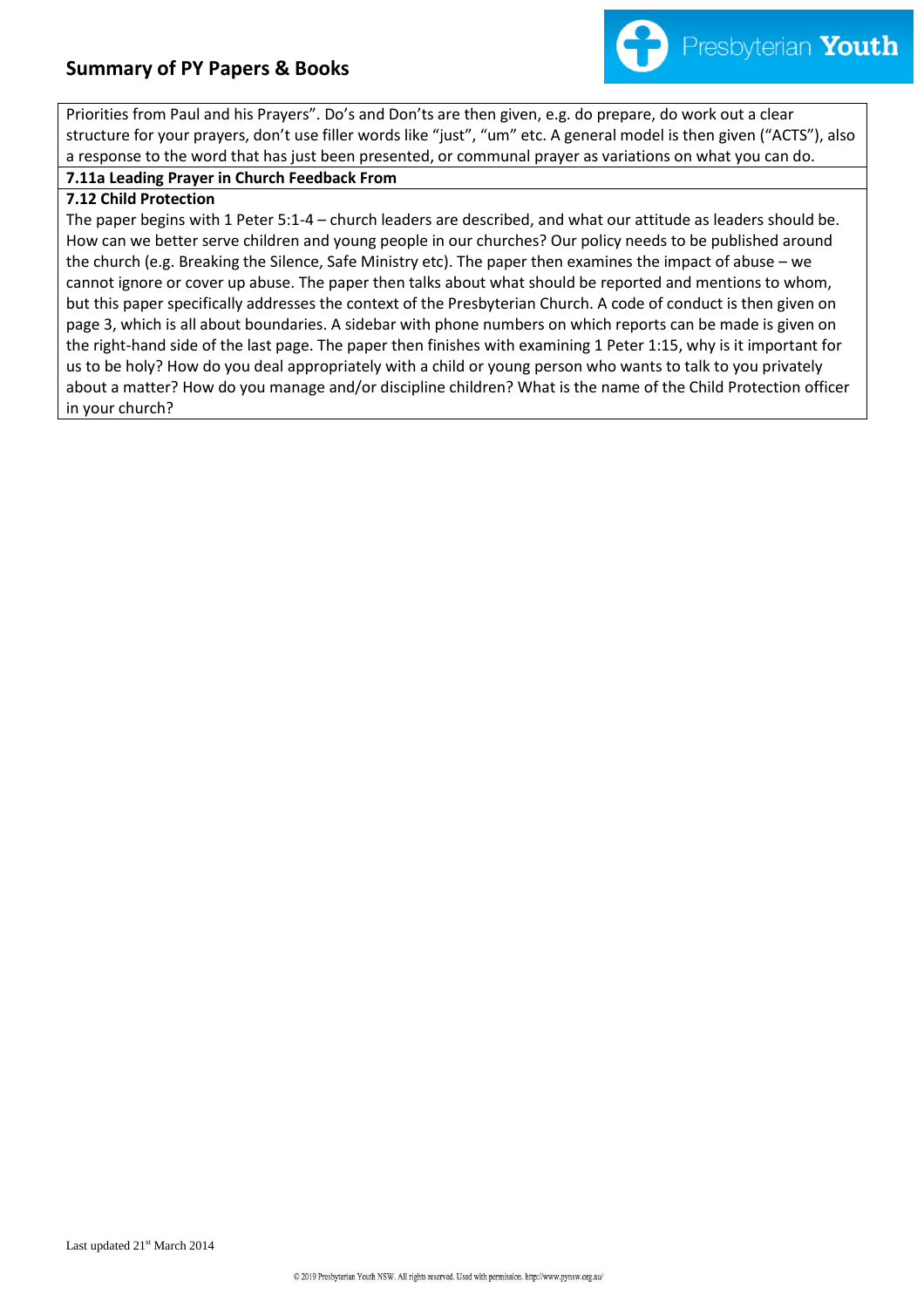Priorities from Paul and his Prayers". Do's and Don'ts are then given, e.g. do prepare, do work out a clear structure for your prayers, don't use filler words like "just", "um" etc. A general model is then given ("ACTS"), also a response to the word that has just been presented, or communal prayer as variations on what you can do.

**7.11a Leading Prayer in Church Feedback From**

**7.12 Child Protection**

The paper begins with 1 Peter 5:1-4 – church leaders are described, and what our attitude as leaders should be. How can we better serve children and young people in our churches? Our policy needs to be published around the church (e.g. Breaking the Silence, Safe Ministry etc). The paper then examines the impact of abuse – we cannot ignore or cover up abuse. The paper then talks about what should be reported and mentions to whom, but this paper specifically addresses the context of the Presbyterian Church. A code of conduct is then given on page 3, which is all about boundaries. A sidebar with phone numbers on which reports can be made is given on the right-hand side of the last page. The paper then finishes with examining 1 Peter 1:15, why is it important for us to be holy? How do you deal appropriately with a child or young person who wants to talk to you privately about a matter? How do you manage and/or discipline children? What is the name of the Child Protection officer in your church?